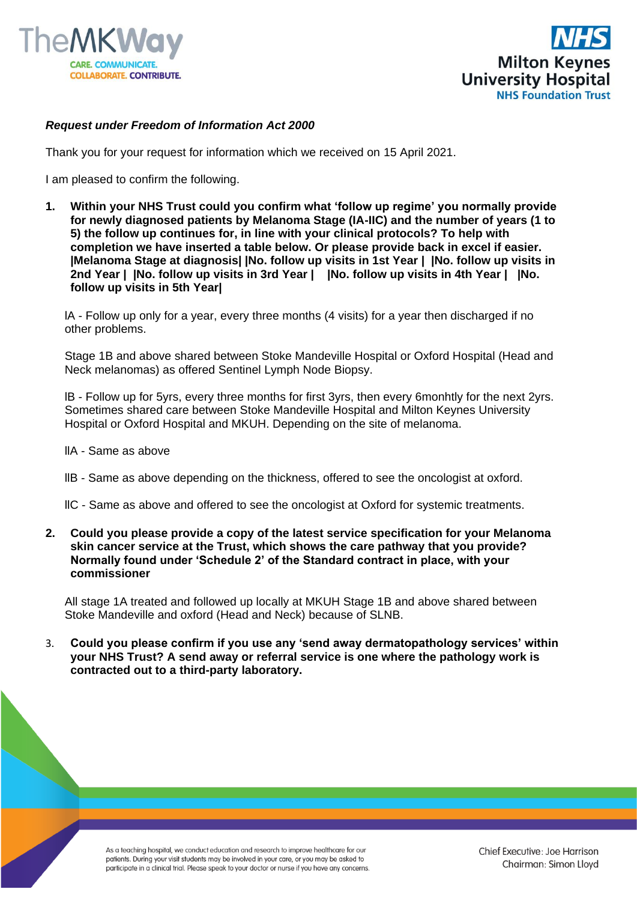***Request under Freedom of Information Act 2000***

Thank you for your request for information which we received on 15 April 2021.

I am pleased to confirm the following.

1. **Within your NHS Trust could you confirm what 'follow up regime' you normally provide for newly diagnosed patients by Melanoma Stage (IA-IIC) and the number of years (1 to 5) the follow up continues for, in line with your clinical protocols? To help with completion we have inserted a table below. Or please provide back in excel if easier. |Melanoma Stage at diagnosis| |No. follow up visits in 1st Year | |No. follow up visits in 2nd Year | |No. follow up visits in 3rd Year | |No. follow up visits in 4th Year | |No. follow up visits in 5th Year|**

   IA - Follow up only for a year, every three months (4 visits) for a year then discharged if no other problems.

   Stage 1B and above shared between Stoke Mandeville Hospital or Oxford Hospital (Head and Neck melanomas) as offered Sentinel Lymph Node Biopsy.

   IB - Follow up for 5yrs, every three months for first 3yrs, then every 6monhtly for the next 2yrs. Sometimes shared care between Stoke Mandeville Hospital and Milton Keynes University Hospital or Oxford Hospital and MKUH. Depending on the site of melanoma.

   IIA - Same as above

   IIB - Same as above depending on the thickness, offered to see the oncologist at oxford.

   IIC - Same as above and offered to see the oncologist at Oxford for systemic treatments.

2. **Could you please provide a copy of the latest service specification for your Melanoma skin cancer service at the Trust, which shows the care pathway that you provide? Normally found under 'Schedule 2' of the Standard contract in place, with your commissioner**

   All stage 1A treated and followed up locally at MKUH Stage 1B and above shared between Stoke Mandeville and oxford (Head and Neck) because of SLNB.

3. **Could you please confirm if you use any 'send away dermatopathology services' within your NHS Trust? A send away or referral service is one where the pathology work is contracted out to a third-party laboratory.**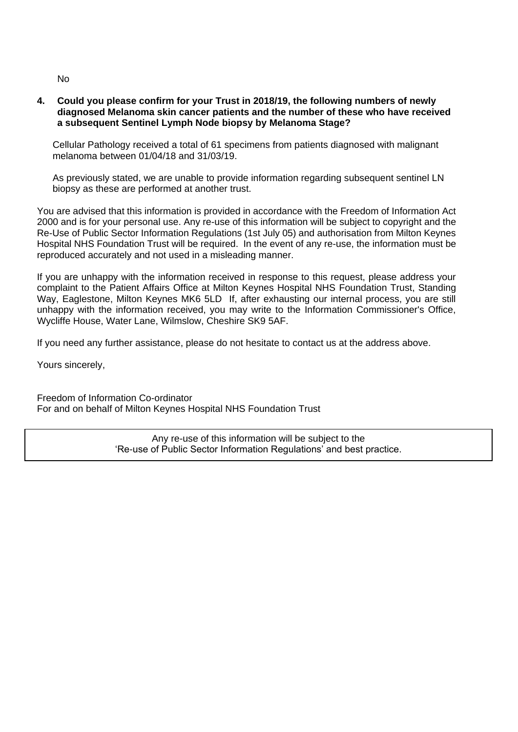No

**4. Could you please confirm for your Trust in 2018/19, the following numbers of newly diagnosed Melanoma skin cancer patients and the number of these who have received a subsequent Sentinel Lymph Node biopsy by Melanoma Stage?**

Cellular Pathology received a total of 61 specimens from patients diagnosed with malignant melanoma between 01/04/18 and 31/03/19.

As previously stated, we are unable to provide information regarding subsequent sentinel LN biopsy as these are performed at another trust.

You are advised that this information is provided in accordance with the Freedom of Information Act 2000 and is for your personal use. Any re-use of this information will be subject to copyright and the Re-Use of Public Sector Information Regulations (1st July 05) and authorisation from Milton Keynes Hospital NHS Foundation Trust will be required. In the event of any re-use, the information must be reproduced accurately and not used in a misleading manner.

If you are unhappy with the information received in response to this request, please address your complaint to the Patient Affairs Office at Milton Keynes Hospital NHS Foundation Trust, Standing Way, Eaglestone, Milton Keynes MK6 5LD If, after exhausting our internal process, you are still unhappy with the information received, you may write to the Information Commissioner's Office, Wycliffe House, Water Lane, Wilmslow, Cheshire SK9 5AF.

If you need any further assistance, please do not hesitate to contact us at the address above.

Yours sincerely,

Freedom of Information Co-ordinator
For and on behalf of Milton Keynes Hospital NHS Foundation Trust

Any re-use of this information will be subject to the
'Re-use of Public Sector Information Regulations' and best practice.